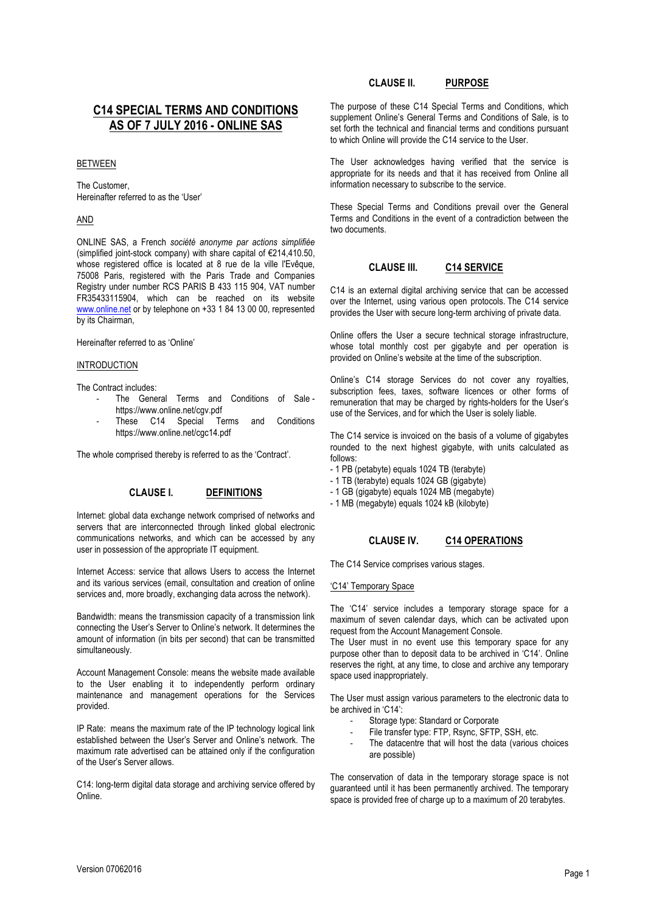# C14 SPECIAL TERMS AND CONDITIONS AS OF 7 JULY 2016 - ONLINE SAS

BETWEEN

The Customer,
Hereinafter referred to as the 'User'

AND

ONLINE SAS, a French *société anonyme par actions simplifiée* (simplified joint-stock company) with share capital of €214,410.50, whose registered office is located at 8 rue de la ville l'Evêque, 75008 Paris, registered with the Paris Trade and Companies Registry under number RCS PARIS B 433 115 904, VAT number FR35433115904, which can be reached on its website www.online.net or by telephone on +33 1 84 13 00 00, represented by its Chairman,

Hereinafter referred to as 'Online'

INTRODUCTION

The Contract includes:

- The General Terms and Conditions of Sale - https://www.online.net/cgv.pdf
- These C14 Special Terms and Conditions https://www.online.net/cgc14.pdf

The whole comprised thereby is referred to as the 'Contract'.

## CLAUSE I. DEFINITIONS

Internet: global data exchange network comprised of networks and servers that are interconnected through linked global electronic communications networks, and which can be accessed by any user in possession of the appropriate IT equipment.

Internet Access: service that allows Users to access the Internet and its various services (email, consultation and creation of online services and, more broadly, exchanging data across the network).

Bandwidth: means the transmission capacity of a transmission link connecting the User's Server to Online's network. It determines the amount of information (in bits per second) that can be transmitted simultaneously.

Account Management Console: means the website made available to the User enabling it to independently perform ordinary maintenance and management operations for the Services provided.

IP Rate: means the maximum rate of the IP technology logical link established between the User's Server and Online's network. The maximum rate advertised can be attained only if the configuration of the User's Server allows.

C14: long-term digital data storage and archiving service offered by Online.

## CLAUSE II. PURPOSE

The purpose of these C14 Special Terms and Conditions, which supplement Online's General Terms and Conditions of Sale, is to set forth the technical and financial terms and conditions pursuant to which Online will provide the C14 service to the User.

The User acknowledges having verified that the service is appropriate for its needs and that it has received from Online all information necessary to subscribe to the service.

These Special Terms and Conditions prevail over the General Terms and Conditions in the event of a contradiction between the two documents.

## CLAUSE III. C14 SERVICE

C14 is an external digital archiving service that can be accessed over the Internet, using various open protocols. The C14 service provides the User with secure long-term archiving of private data.

Online offers the User a secure technical storage infrastructure, whose total monthly cost per gigabyte and per operation is provided on Online's website at the time of the subscription.

Online's C14 storage Services do not cover any royalties, subscription fees, taxes, software licences or other forms of remuneration that may be charged by rights-holders for the User's use of the Services, and for which the User is solely liable.

The C14 service is invoiced on the basis of a volume of gigabytes rounded to the next highest gigabyte, with units calculated as follows:

- 1 PB (petabyte) equals 1024 TB (terabyte)
- 1 TB (terabyte) equals 1024 GB (gigabyte)
- 1 GB (gigabyte) equals 1024 MB (megabyte)
- 1 MB (megabyte) equals 1024 kB (kilobyte)

## CLAUSE IV. C14 OPERATIONS

The C14 Service comprises various stages.

'C14' Temporary Space

The 'C14' service includes a temporary storage space for a maximum of seven calendar days, which can be activated upon request from the Account Management Console.
The User must in no event use this temporary space for any purpose other than to deposit data to be archived in 'C14'. Online reserves the right, at any time, to close and archive any temporary space used inappropriately.

The User must assign various parameters to the electronic data to be archived in 'C14':

- Storage type: Standard or Corporate
- File transfer type: FTP, Rsync, SFTP, SSH, etc.
- The datacentre that will host the data (various choices are possible)

The conservation of data in the temporary storage space is not guaranteed until it has been permanently archived. The temporary space is provided free of charge up to a maximum of 20 terabytes.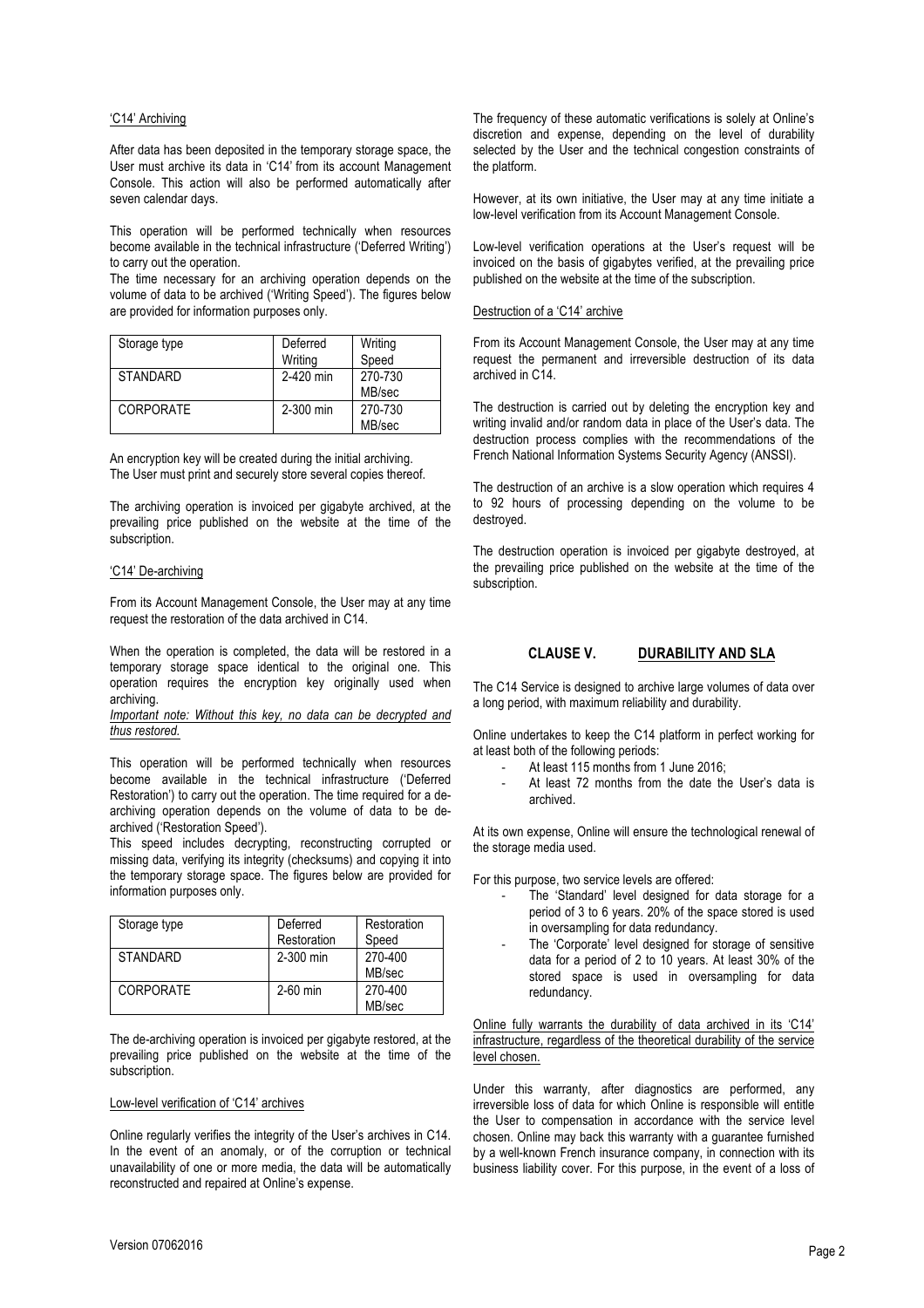'C14' Archiving

After data has been deposited in the temporary storage space, the User must archive its data in 'C14' from its account Management Console. This action will also be performed automatically after seven calendar days.

This operation will be performed technically when resources become available in the technical infrastructure ('Deferred Writing') to carry out the operation.
The time necessary for an archiving operation depends on the volume of data to be archived ('Writing Speed'). The figures below are provided for information purposes only.

| Storage type | Deferred Writing | Writing Speed |
|---|---|---|
| STANDARD | 2-420 min | 270-730 MB/sec |
| CORPORATE | 2-300 min | 270-730 MB/sec |

An encryption key will be created during the initial archiving.
The User must print and securely store several copies thereof.

The archiving operation is invoiced per gigabyte archived, at the prevailing price published on the website at the time of the subscription.

'C14' De-archiving

From its Account Management Console, the User may at any time request the restoration of the data archived in C14.

When the operation is completed, the data will be restored in a temporary storage space identical to the original one. This operation requires the encryption key originally used when archiving.
*Important note: Without this key, no data can be decrypted and thus restored.*

This operation will be performed technically when resources become available in the technical infrastructure ('Deferred Restoration') to carry out the operation. The time required for a de-archiving operation depends on the volume of data to be de-archived ('Restoration Speed').
This speed includes decrypting, reconstructing corrupted or missing data, verifying its integrity (checksums) and copying it into the temporary storage space. The figures below are provided for information purposes only.

| Storage type | Deferred Restoration | Restoration Speed |
|---|---|---|
| STANDARD | 2-300 min | 270-400 MB/sec |
| CORPORATE | 2-60 min | 270-400 MB/sec |

The de-archiving operation is invoiced per gigabyte restored, at the prevailing price published on the website at the time of the subscription.

Low-level verification of 'C14' archives

Online regularly verifies the integrity of the User's archives in C14. In the event of an anomaly, or of the corruption or technical unavailability of one or more media, the data will be automatically reconstructed and repaired at Online's expense.

The frequency of these automatic verifications is solely at Online's discretion and expense, depending on the level of durability selected by the User and the technical congestion constraints of the platform.

However, at its own initiative, the User may at any time initiate a low-level verification from its Account Management Console.

Low-level verification operations at the User's request will be invoiced on the basis of gigabytes verified, at the prevailing price published on the website at the time of the subscription.

Destruction of a 'C14' archive

From its Account Management Console, the User may at any time request the permanent and irreversible destruction of its data archived in C14.

The destruction is carried out by deleting the encryption key and writing invalid and/or random data in place of the User's data. The destruction process complies with the recommendations of the French National Information Systems Security Agency (ANSSI).

The destruction of an archive is a slow operation which requires 4 to 92 hours of processing depending on the volume to be destroyed.

The destruction operation is invoiced per gigabyte destroyed, at the prevailing price published on the website at the time of the subscription.

## CLAUSE V. DURABILITY AND SLA

The C14 Service is designed to archive large volumes of data over a long period, with maximum reliability and durability.

Online undertakes to keep the C14 platform in perfect working for at least both of the following periods:

- At least 115 months from 1 June 2016;
- At least 72 months from the date the User's data is archived.

At its own expense, Online will ensure the technological renewal of the storage media used.

For this purpose, two service levels are offered:

- The 'Standard' level designed for data storage for a period of 3 to 6 years. 20% of the space stored is used in oversampling for data redundancy.
- The 'Corporate' level designed for storage of sensitive data for a period of 2 to 10 years. At least 30% of the stored space is used in oversampling for data redundancy.

Online fully warrants the durability of data archived in its 'C14' infrastructure, regardless of the theoretical durability of the service level chosen.

Under this warranty, after diagnostics are performed, any irreversible loss of data for which Online is responsible will entitle the User to compensation in accordance with the service level chosen. Online may back this warranty with a guarantee furnished by a well-known French insurance company, in connection with its business liability cover. For this purpose, in the event of a loss of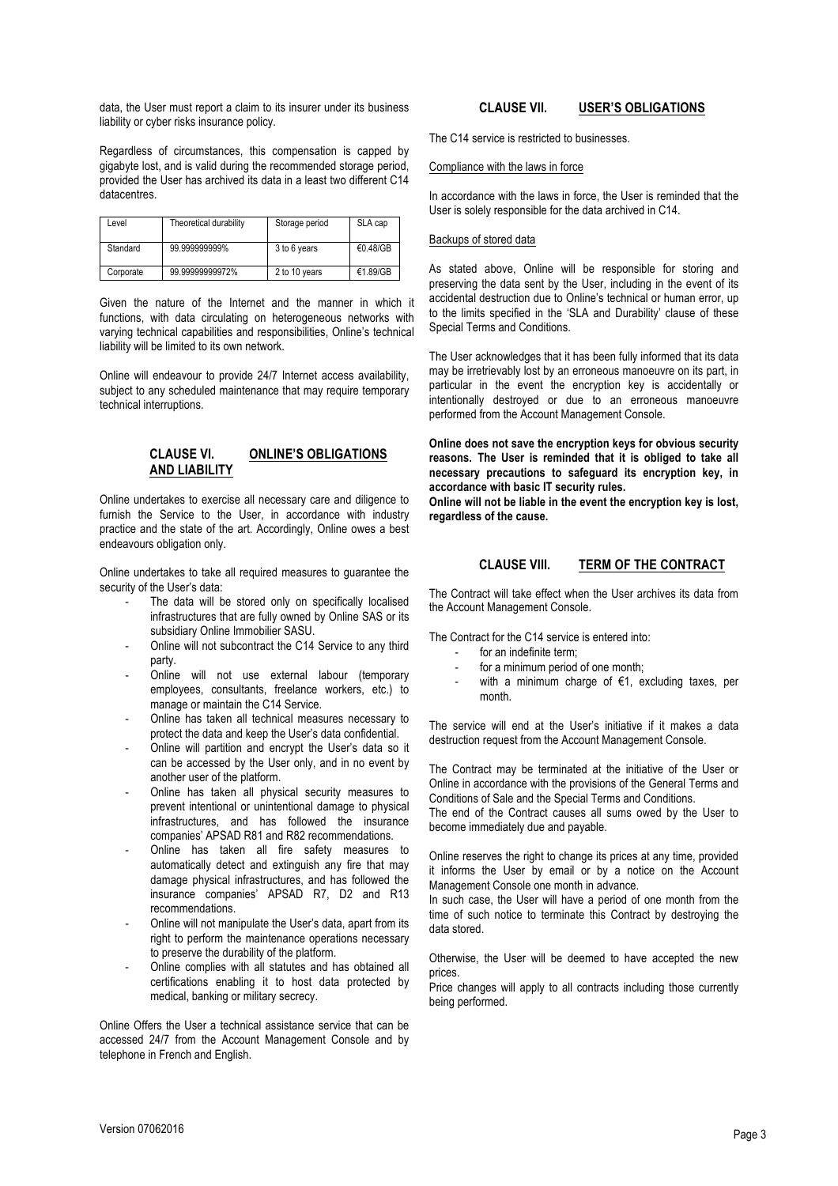data, the User must report a claim to its insurer under its business liability or cyber risks insurance policy.

Regardless of circumstances, this compensation is capped by gigabyte lost, and is valid during the recommended storage period, provided the User has archived its data in a least two different C14 datacentres.

| Level | Theoretical durability | Storage period | SLA cap |
|---|---|---|---|
| Standard | 99.999999999% | 3 to 6 years | €0.48/GB |
| Corporate | 99.99999999972% | 2 to 10 years | €1.89/GB |

Given the nature of the Internet and the manner in which it functions, with data circulating on heterogeneous networks with varying technical capabilities and responsibilities, Online's technical liability will be limited to its own network.

Online will endeavour to provide 24/7 Internet access availability, subject to any scheduled maintenance that may require temporary technical interruptions.

## CLAUSE VI. ONLINE'S OBLIGATIONS AND LIABILITY

Online undertakes to exercise all necessary care and diligence to furnish the Service to the User, in accordance with industry practice and the state of the art. Accordingly, Online owes a best endeavours obligation only.

Online undertakes to take all required measures to guarantee the security of the User's data:

- The data will be stored only on specifically localised infrastructures that are fully owned by Online SAS or its subsidiary Online Immobilier SASU.
- Online will not subcontract the C14 Service to any third party.
- Online will not use external labour (temporary employees, consultants, freelance workers, etc.) to manage or maintain the C14 Service.
- Online has taken all technical measures necessary to protect the data and keep the User's data confidential.
- Online will partition and encrypt the User's data so it can be accessed by the User only, and in no event by another user of the platform.
- Online has taken all physical security measures to prevent intentional or unintentional damage to physical infrastructures, and has followed the insurance companies' APSAD R81 and R82 recommendations.
- Online has taken all fire safety measures to automatically detect and extinguish any fire that may damage physical infrastructures, and has followed the insurance companies' APSAD R7, D2 and R13 recommendations.
- Online will not manipulate the User's data, apart from its right to perform the maintenance operations necessary to preserve the durability of the platform.
- Online complies with all statutes and has obtained all certifications enabling it to host data protected by medical, banking or military secrecy.

Online Offers the User a technical assistance service that can be accessed 24/7 from the Account Management Console and by telephone in French and English.

## CLAUSE VII. USER'S OBLIGATIONS

The C14 service is restricted to businesses.

Compliance with the laws in force

In accordance with the laws in force, the User is reminded that the User is solely responsible for the data archived in C14.

Backups of stored data

As stated above, Online will be responsible for storing and preserving the data sent by the User, including in the event of its accidental destruction due to Online's technical or human error, up to the limits specified in the 'SLA and Durability' clause of these Special Terms and Conditions.

The User acknowledges that it has been fully informed that its data may be irretrievably lost by an erroneous manoeuvre on its part, in particular in the event the encryption key is accidentally or intentionally destroyed or due to an erroneous manoeuvre performed from the Account Management Console.

**Online does not save the encryption keys for obvious security reasons. The User is reminded that it is obliged to take all necessary precautions to safeguard its encryption key, in accordance with basic IT security rules.**
**Online will not be liable in the event the encryption key is lost, regardless of the cause.**

## CLAUSE VIII. TERM OF THE CONTRACT

The Contract will take effect when the User archives its data from the Account Management Console.

The Contract for the C14 service is entered into:

- for an indefinite term;
- for a minimum period of one month;
- with a minimum charge of €1, excluding taxes, per month.

The service will end at the User's initiative if it makes a data destruction request from the Account Management Console.

The Contract may be terminated at the initiative of the User or Online in accordance with the provisions of the General Terms and Conditions of Sale and the Special Terms and Conditions.
The end of the Contract causes all sums owed by the User to become immediately due and payable.

Online reserves the right to change its prices at any time, provided it informs the User by email or by a notice on the Account Management Console one month in advance.
In such case, the User will have a period of one month from the time of such notice to terminate this Contract by destroying the data stored.

Otherwise, the User will be deemed to have accepted the new prices.
Price changes will apply to all contracts including those currently being performed.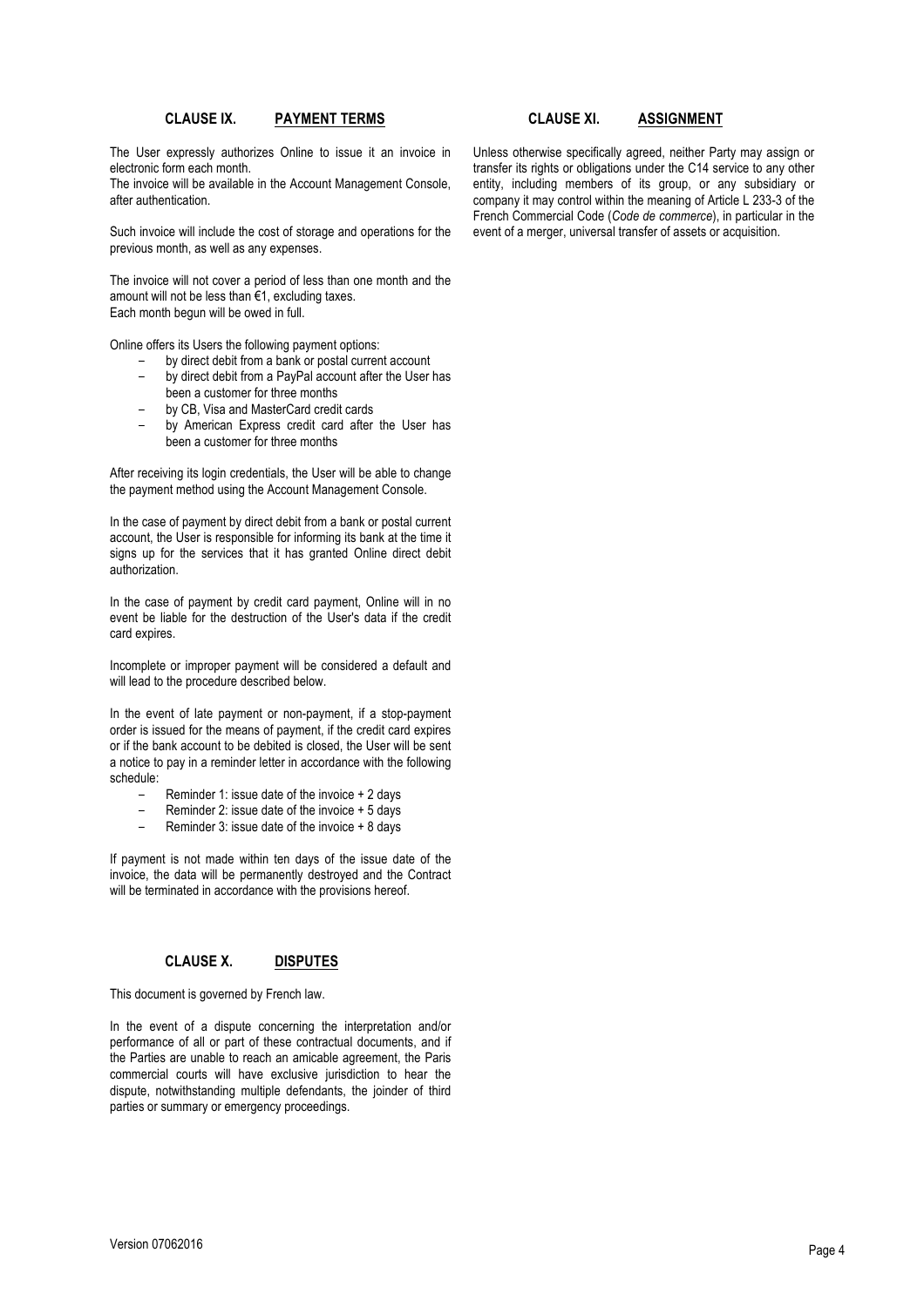## CLAUSE IX. PAYMENT TERMS

The User expressly authorizes Online to issue it an invoice in electronic form each month.
The invoice will be available in the Account Management Console, after authentication.

Such invoice will include the cost of storage and operations for the previous month, as well as any expenses.

The invoice will not cover a period of less than one month and the amount will not be less than €1, excluding taxes.
Each month begun will be owed in full.

Online offers its Users the following payment options:

- by direct debit from a bank or postal current account
- by direct debit from a PayPal account after the User has been a customer for three months
- by CB, Visa and MasterCard credit cards
- by American Express credit card after the User has been a customer for three months

After receiving its login credentials, the User will be able to change the payment method using the Account Management Console.

In the case of payment by direct debit from a bank or postal current account, the User is responsible for informing its bank at the time it signs up for the services that it has granted Online direct debit authorization.

In the case of payment by credit card payment, Online will in no event be liable for the destruction of the User's data if the credit card expires.

Incomplete or improper payment will be considered a default and will lead to the procedure described below.

In the event of late payment or non-payment, if a stop-payment order is issued for the means of payment, if the credit card expires or if the bank account to be debited is closed, the User will be sent a notice to pay in a reminder letter in accordance with the following schedule:

- Reminder 1: issue date of the invoice + 2 days
- Reminder 2: issue date of the invoice + 5 days
- Reminder 3: issue date of the invoice + 8 days

If payment is not made within ten days of the issue date of the invoice, the data will be permanently destroyed and the Contract will be terminated in accordance with the provisions hereof.

## CLAUSE X. DISPUTES

This document is governed by French law.

In the event of a dispute concerning the interpretation and/or performance of all or part of these contractual documents, and if the Parties are unable to reach an amicable agreement, the Paris commercial courts will have exclusive jurisdiction to hear the dispute, notwithstanding multiple defendants, the joinder of third parties or summary or emergency proceedings.

## CLAUSE XI. ASSIGNMENT

Unless otherwise specifically agreed, neither Party may assign or transfer its rights or obligations under the C14 service to any other entity, including members of its group, or any subsidiary or company it may control within the meaning of Article L 233-3 of the French Commercial Code (*Code de commerce*), in particular in the event of a merger, universal transfer of assets or acquisition.

Version 07062016